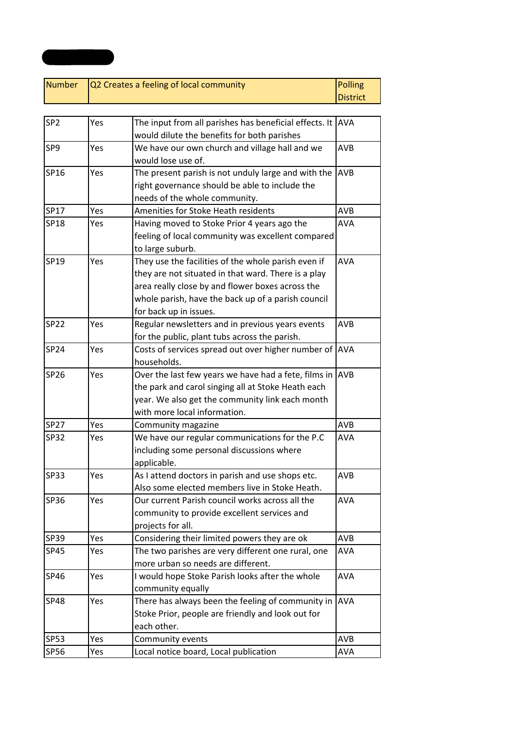| Number | Q2 Creates a feeling of local community | | Polling District |
|---|---|---|---|
| SP2 | Yes | The input from all parishes has beneficial effects. It would dilute the benefits for both parishes | AVA |
| SP9 | Yes | We have our own church and village hall and we would lose use of. | AVB |
| SP16 | Yes | The present parish is not unduly large and with the right governance should be able to include the needs of the whole community. | AVB |
| SP17 | Yes | Amenities for Stoke Heath residents | AVB |
| SP18 | Yes | Having moved to Stoke Prior 4 years ago the feeling of local community was excellent compared to large suburb. | AVA |
| SP19 | Yes | They use the facilities of the whole parish even if they are not situated in that ward. There is a play area really close by and flower boxes across the whole parish, have the back up of a parish council for back up in issues. | AVA |
| SP22 | Yes | Regular newsletters and in previous years events for the public, plant tubs across the parish. | AVB |
| SP24 | Yes | Costs of services spread out over higher number of households. | AVA |
| SP26 | Yes | Over the last few years we have had a fete, films in the park and carol singing all at Stoke Heath each year. We also get the community link each month with more local information. | AVB |
| SP27 | Yes | Community magazine | AVB |
| SP32 | Yes | We have our regular communications for the P.C including some personal discussions where applicable. | AVA |
| SP33 | Yes | As I attend doctors in parish and use shops etc. Also some elected members live in Stoke Heath. | AVB |
| SP36 | Yes | Our current Parish council works across all the community to provide excellent services and projects for all. | AVA |
| SP39 | Yes | Considering their limited powers they are ok | AVB |
| SP45 | Yes | The two parishes are very different one rural, one more urban so needs are different. | AVA |
| SP46 | Yes | I would hope Stoke Parish looks after the whole community equally | AVA |
| SP48 | Yes | There has always been the feeling of community in Stoke Prior, people are friendly and look out for each other. | AVA |
| SP53 | Yes | Community events | AVB |
| SP56 | Yes | Local notice board, Local publication | AVA |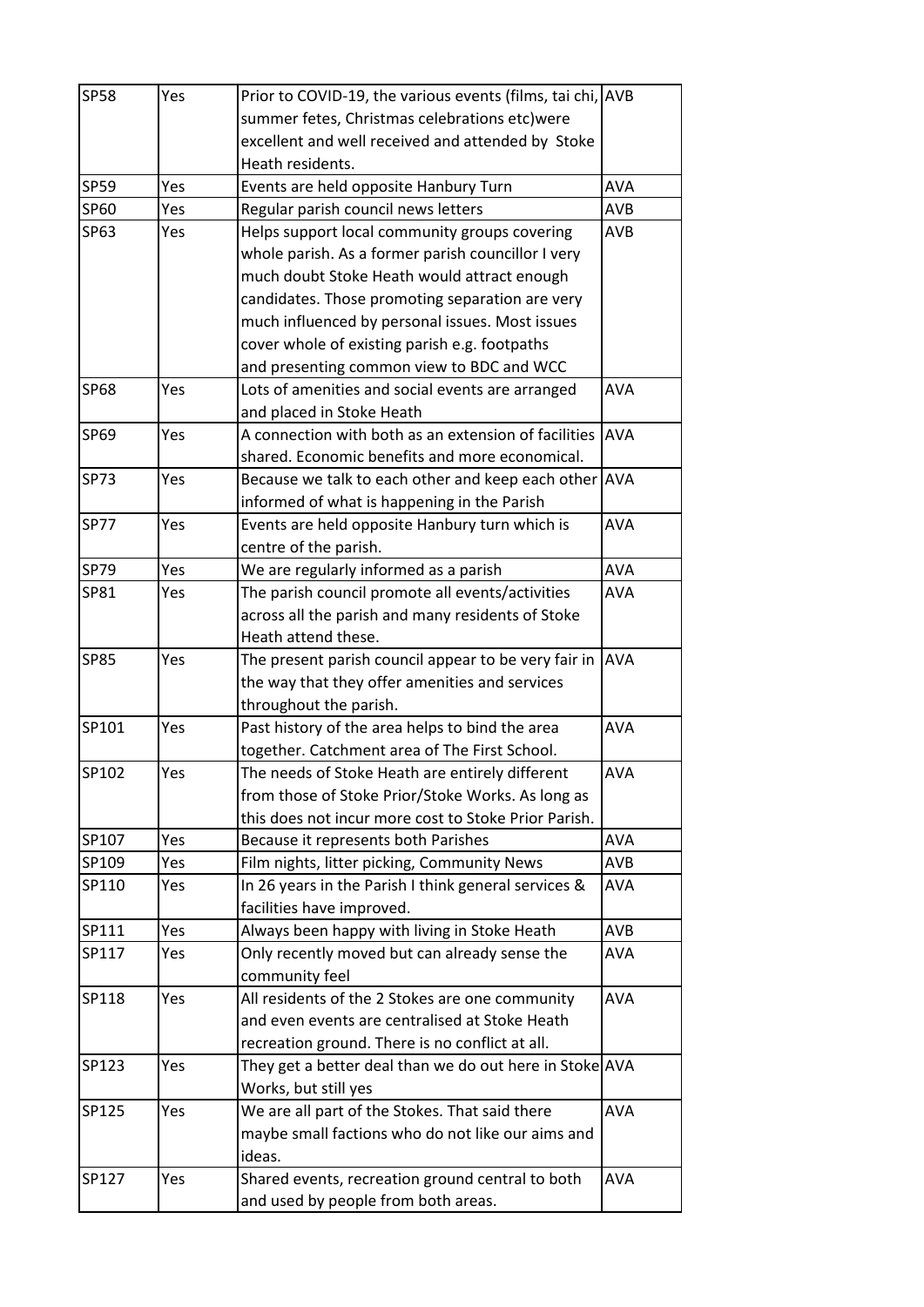| | | | |
|---|---|---|---|
| SP58 | Yes | Prior to COVID-19, the various events (films, tai chi, summer fetes, Christmas celebrations etc)were excellent and well received and attended by Stoke Heath residents. | AVB |
| SP59 | Yes | Events are held opposite Hanbury Turn | AVA |
| SP60 | Yes | Regular parish council news letters | AVB |
| SP63 | Yes | Helps support local community groups covering whole parish. As a former parish councillor I very much doubt Stoke Heath would attract enough candidates. Those promoting separation are very much influenced by personal issues. Most issues cover whole of existing parish e.g. footpaths and presenting common view to BDC and WCC | AVB |
| SP68 | Yes | Lots of amenities and social events are arranged and placed in Stoke Heath | AVA |
| SP69 | Yes | A connection with both as an extension of facilities shared. Economic benefits and more economical. | AVA |
| SP73 | Yes | Because we talk to each other and keep each other informed of what is happening in the Parish | AVA |
| SP77 | Yes | Events are held opposite Hanbury turn which is centre of the parish. | AVA |
| SP79 | Yes | We are regularly informed as a parish | AVA |
| SP81 | Yes | The parish council promote all events/activities across all the parish and many residents of Stoke Heath attend these. | AVA |
| SP85 | Yes | The present parish council appear to be very fair in the way that they offer amenities and services throughout the parish. | AVA |
| SP101 | Yes | Past history of the area helps to bind the area together. Catchment area of The First School. | AVA |
| SP102 | Yes | The needs of Stoke Heath are entirely different from those of Stoke Prior/Stoke Works. As long as this does not incur more cost to Stoke Prior Parish. | AVA |
| SP107 | Yes | Because it represents both Parishes | AVA |
| SP109 | Yes | Film nights, litter picking, Community News | AVB |
| SP110 | Yes | In 26 years in the Parish I think general services & facilities have improved. | AVA |
| SP111 | Yes | Always been happy with living in Stoke Heath | AVB |
| SP117 | Yes | Only recently moved but can already sense the community feel | AVA |
| SP118 | Yes | All residents of the 2 Stokes are one community and even events are centralised at Stoke Heath recreation ground. There is no conflict at all. | AVA |
| SP123 | Yes | They get a better deal than we do out here in Stoke Works, but still yes | AVA |
| SP125 | Yes | We are all part of the Stokes. That said there maybe small factions who do not like our aims and ideas. | AVA |
| SP127 | Yes | Shared events, recreation ground central to both and used by people from both areas. | AVA |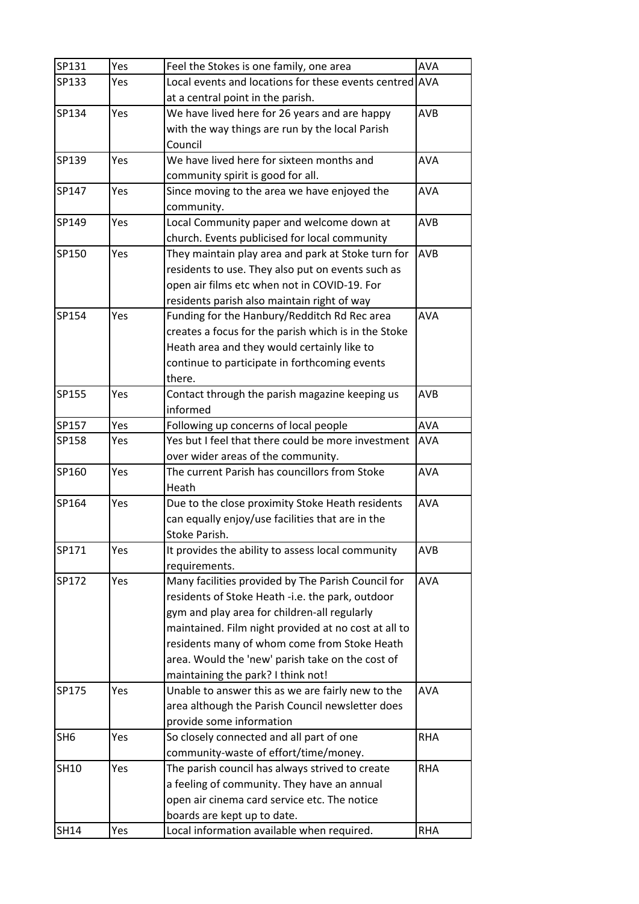| SP131 | Yes | Feel the Stokes is one family, one area | AVA |
|---|---|---|---|
| SP133 | Yes | Local events and locations for these events centred at a central point in the parish. | AVA |
| SP134 | Yes | We have lived here for 26 years and are happy with the way things are run by the local Parish Council | AVB |
| SP139 | Yes | We have lived here for sixteen months and community spirit is good for all. | AVA |
| SP147 | Yes | Since moving to the area we have enjoyed the community. | AVA |
| SP149 | Yes | Local Community paper and welcome down at church. Events publicised for local community | AVB |
| SP150 | Yes | They maintain play area and park at Stoke turn for residents to use. They also put on events such as open air films etc when not in COVID-19. For residents parish also maintain right of way | AVB |
| SP154 | Yes | Funding for the Hanbury/Redditch Rd Rec area creates a focus for the parish which is in the Stoke Heath area and they would certainly like to continue to participate in forthcoming events there. | AVA |
| SP155 | Yes | Contact through the parish magazine keeping us informed | AVB |
| SP157 | Yes | Following up concerns of local people | AVA |
| SP158 | Yes | Yes but I feel that there could be more investment over wider areas of the community. | AVA |
| SP160 | Yes | The current Parish has councillors from Stoke Heath | AVA |
| SP164 | Yes | Due to the close proximity Stoke Heath residents can equally enjoy/use facilities that are in the Stoke Parish. | AVA |
| SP171 | Yes | It provides the ability to assess local community requirements. | AVB |
| SP172 | Yes | Many facilities provided by The Parish Council for residents of Stoke Heath -i.e. the park, outdoor gym and play area for children-all regularly maintained. Film night provided at no cost at all to residents many of whom come from Stoke Heath area. Would the 'new' parish take on the cost of maintaining the park? I think not! | AVA |
| SP175 | Yes | Unable to answer this as we are fairly new to the area although the Parish Council newsletter does provide some information | AVA |
| SH6 | Yes | So closely connected and all part of one community-waste of effort/time/money. | RHA |
| SH10 | Yes | The parish council has always strived to create a feeling of community. They have an annual open air cinema card service etc. The notice boards are kept up to date. | RHA |
| SH14 | Yes | Local information available when required. | RHA |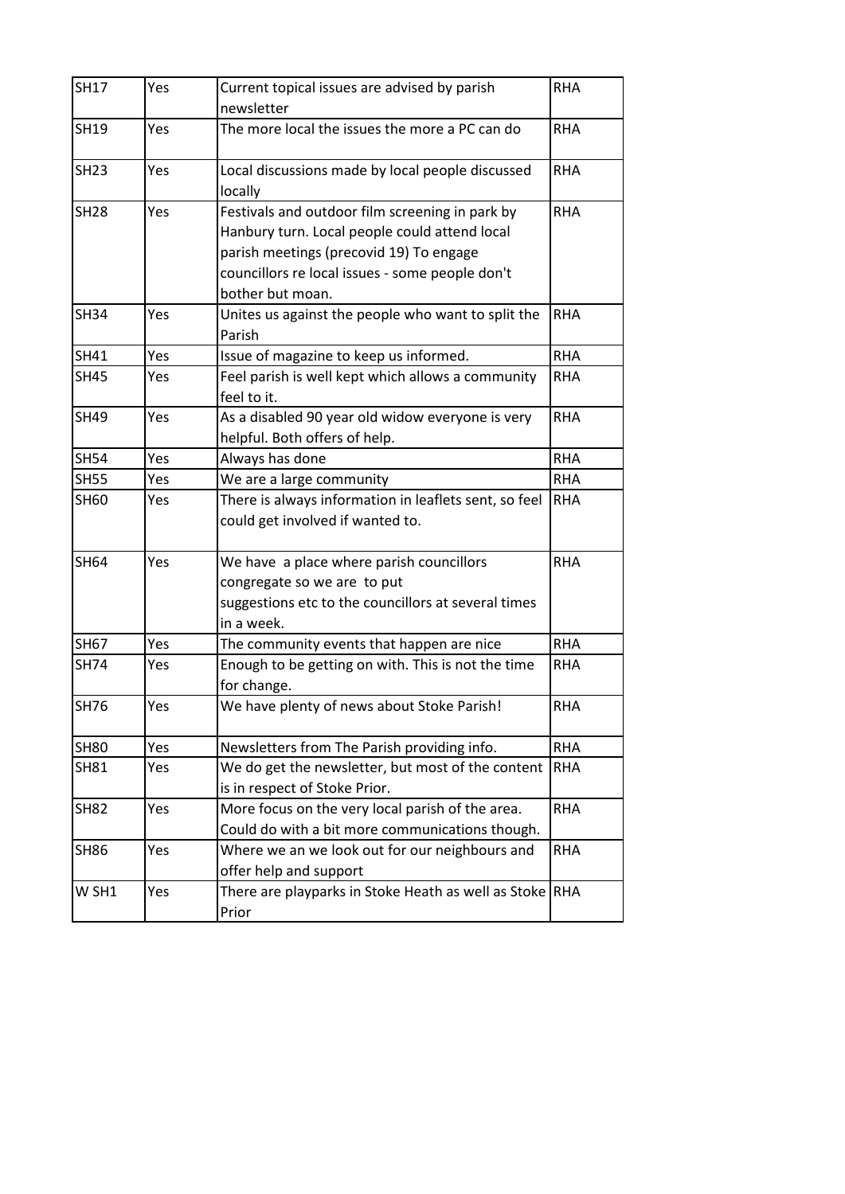| SH17 | Yes | Current topical issues are advised by parish newsletter | RHA |
|---|---|---|---|
| SH19 | Yes | The more local the issues the more a PC can do | RHA |
| SH23 | Yes | Local discussions made by local people discussed locally | RHA |
| SH28 | Yes | Festivals and outdoor film screening in park by Hanbury turn. Local people could attend local parish meetings (precovid 19) To engage councillors re local issues - some people don't bother but moan. | RHA |
| SH34 | Yes | Unites us against the people who want to split the Parish | RHA |
| SH41 | Yes | Issue of magazine to keep us informed. | RHA |
| SH45 | Yes | Feel parish is well kept which allows a community feel to it. | RHA |
| SH49 | Yes | As a disabled 90 year old widow everyone is very helpful. Both offers of help. | RHA |
| SH54 | Yes | Always has done | RHA |
| SH55 | Yes | We are a large community | RHA |
| SH60 | Yes | There is always information in leaflets sent, so feel could get involved if wanted to. | RHA |
| SH64 | Yes | We have a place where parish councillors congregate so we are to put suggestions etc to the councillors at several times in a week. | RHA |
| SH67 | Yes | The community events that happen are nice | RHA |
| SH74 | Yes | Enough to be getting on with. This is not the time for change. | RHA |
| SH76 | Yes | We have plenty of news about Stoke Parish! | RHA |
| SH80 | Yes | Newsletters from The Parish providing info. | RHA |
| SH81 | Yes | We do get the newsletter, but most of the content is in respect of Stoke Prior. | RHA |
| SH82 | Yes | More focus on the very local parish of the area. Could do with a bit more communications though. | RHA |
| SH86 | Yes | Where we an we look out for our neighbours and offer help and support | RHA |
| W SH1 | Yes | There are playparks in Stoke Heath as well as Stoke Prior | RHA |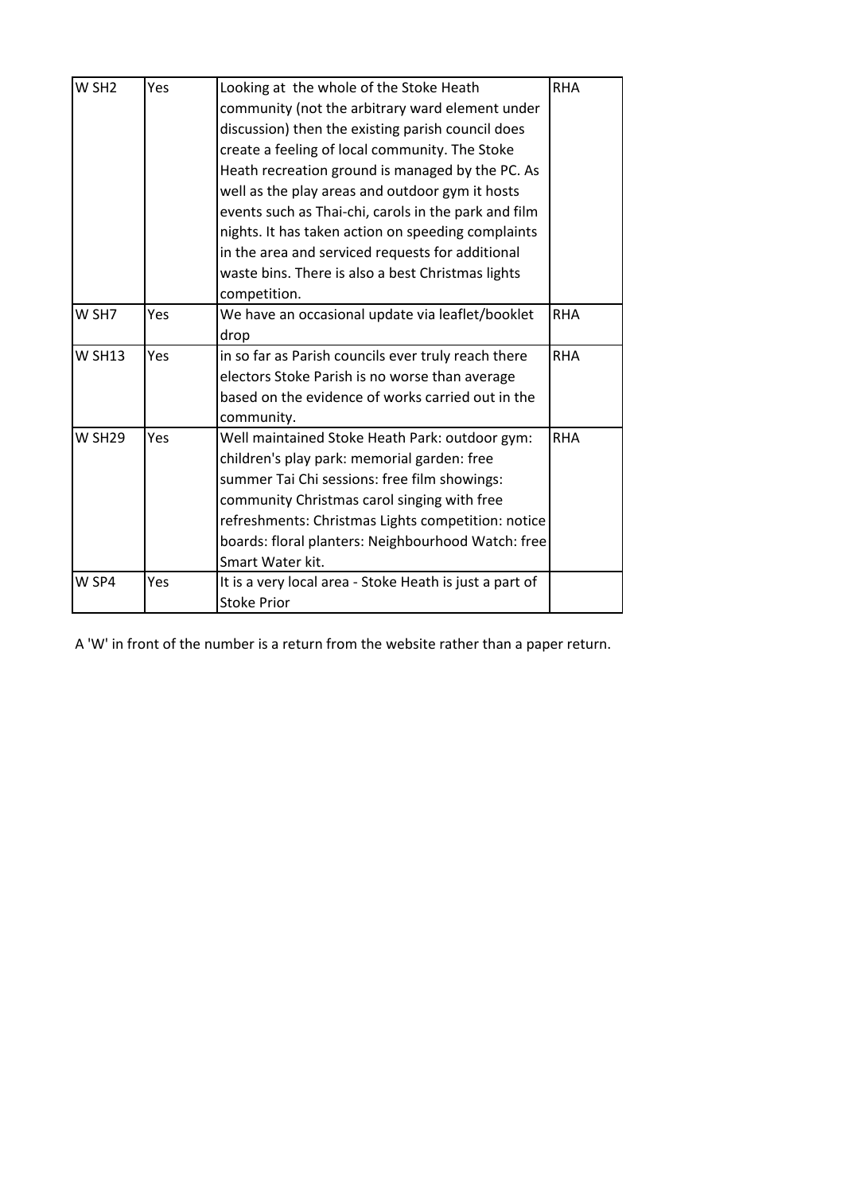| | | | |
|---|---|---|---|
| W SH2 | Yes | Looking at the whole of the Stoke Heath community (not the arbitrary ward element under discussion) then the existing parish council does create a feeling of local community. The Stoke Heath recreation ground is managed by the PC. As well as the play areas and outdoor gym it hosts events such as Thai-chi, carols in the park and film nights. It has taken action on speeding complaints in the area and serviced requests for additional waste bins. There is also a best Christmas lights competition. | RHA |
| W SH7 | Yes | We have an occasional update via leaflet/booklet drop | RHA |
| W SH13 | Yes | in so far as Parish councils ever truly reach there electors Stoke Parish is no worse than average based on the evidence of works carried out in the community. | RHA |
| W SH29 | Yes | Well maintained Stoke Heath Park: outdoor gym: children's play park: memorial garden: free summer Tai Chi sessions: free film showings: community Christmas carol singing with free refreshments: Christmas Lights competition: notice boards: floral planters: Neighbourhood Watch: free Smart Water kit. | RHA |
| W SP4 | Yes | It is a very local area - Stoke Heath is just a part of Stoke Prior | |

A 'W' in front of the number is a return from the website rather than a paper return.